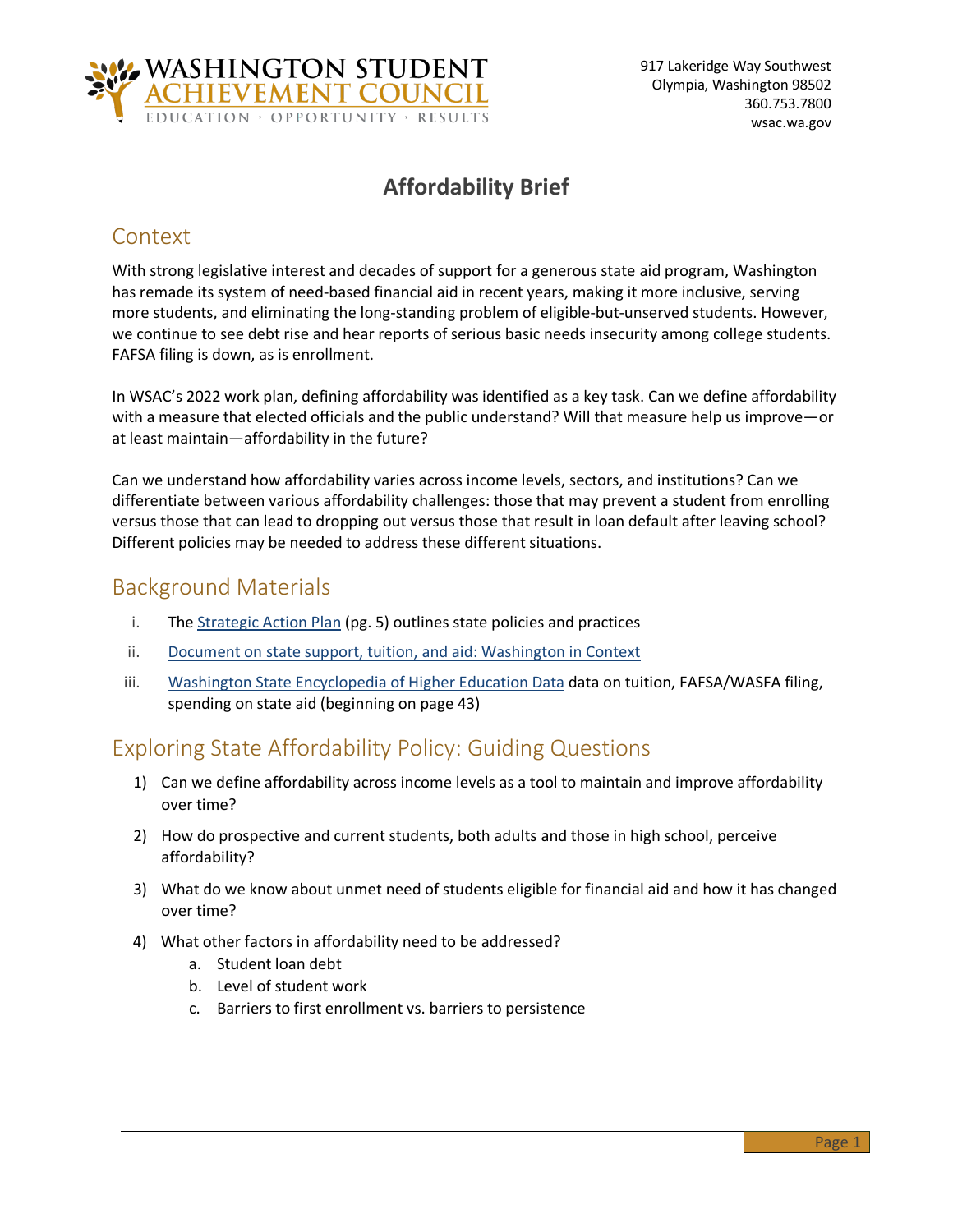WASHINGTON STUDENT ACHIEVEMENT COUNCIL
EDUCATION · OPPORTUNITY · RESULTS

917 Lakeridge Way Southwest
Olympia, Washington 98502
360.753.7800
wsac.wa.gov

# Affordability Brief

## Context

With strong legislative interest and decades of support for a generous state aid program, Washington has remade its system of need-based financial aid in recent years, making it more inclusive, serving more students, and eliminating the long-standing problem of eligible-but-unserved students. However, we continue to see debt rise and hear reports of serious basic needs insecurity among college students. FAFSA filing is down, as is enrollment.

In WSAC's 2022 work plan, defining affordability was identified as a key task. Can we define affordability with a measure that elected officials and the public understand? Will that measure help us improve—or at least maintain—affordability in the future?

Can we understand how affordability varies across income levels, sectors, and institutions? Can we differentiate between various affordability challenges: those that may prevent a student from enrolling versus those that can lead to dropping out versus those that result in loan default after leaving school? Different policies may be needed to address these different situations.

## Background Materials

i. The Strategic Action Plan (pg. 5) outlines state policies and practices
ii. Document on state support, tuition, and aid: Washington in Context
iii. Washington State Encyclopedia of Higher Education Data data on tuition, FAFSA/WASFA filing, spending on state aid (beginning on page 43)

## Exploring State Affordability Policy: Guiding Questions

1) Can we define affordability across income levels as a tool to maintain and improve affordability over time?
2) How do prospective and current students, both adults and those in high school, perceive affordability?
3) What do we know about unmet need of students eligible for financial aid and how it has changed over time?
4) What other factors in affordability need to be addressed?
   a. Student loan debt
   b. Level of student work
   c. Barriers to first enrollment vs. barriers to persistence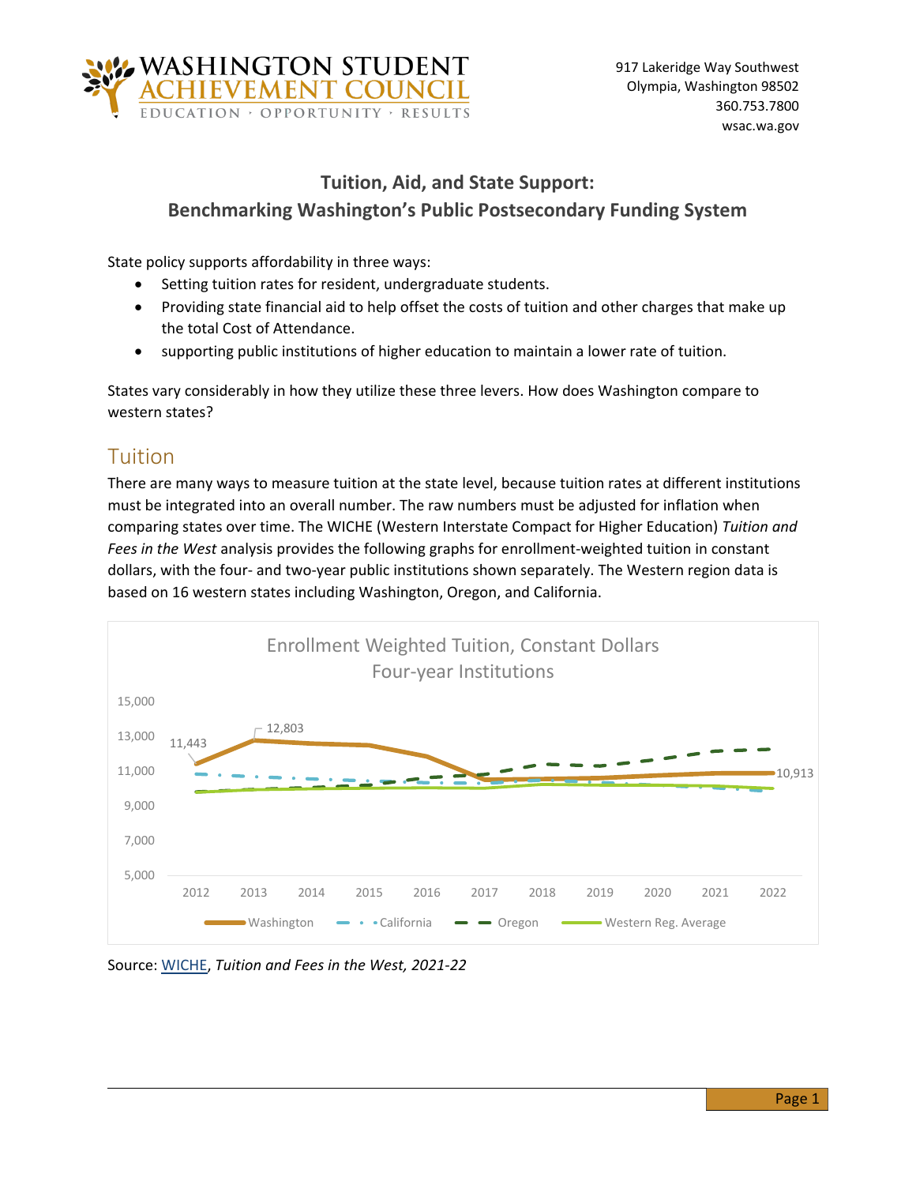# Tuition, Aid, and State Support: Benchmarking Washington's Public Postsecondary Funding System

State policy supports affordability in three ways:

- Setting tuition rates for resident, undergraduate students.
- Providing state financial aid to help offset the costs of tuition and other charges that make up the total Cost of Attendance.
- supporting public institutions of higher education to maintain a lower rate of tuition.

States vary considerably in how they utilize these three levers. How does Washington compare to western states?

## Tuition

There are many ways to measure tuition at the state level, because tuition rates at different institutions must be integrated into an overall number. The raw numbers must be adjusted for inflation when comparing states over time. The WICHE (Western Interstate Compact for Higher Education) *Tuition and Fees in the West* analysis provides the following graphs for enrollment-weighted tuition in constant dollars, with the four- and two-year public institutions shown separately. The Western region data is based on 16 western states including Washington, Oregon, and California.

Enrollment Weighted Tuition, Constant Dollars
Four-year Institutions

Washington: 11,443 (2012); 12,803 (2013); 10,913 (2022)

Legend: Washington, California, Oregon, Western Reg. Average

Source: WICHE, *Tuition and Fees in the West, 2021-22*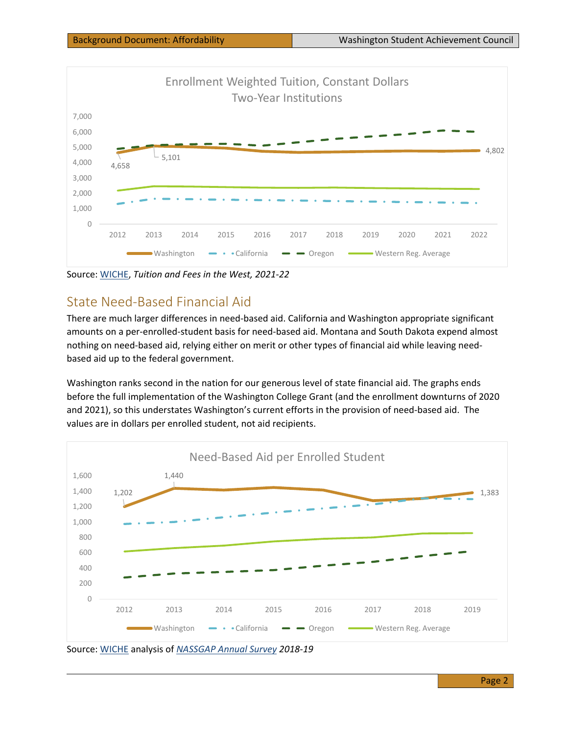Enrollment Weighted Tuition, Constant Dollars
Two-Year Institutions

Source: WICHE, *Tuition and Fees in the West, 2021-22*

## State Need-Based Financial Aid

There are much larger differences in need-based aid. California and Washington appropriate significant amounts on a per-enrolled-student basis for need-based aid. Montana and South Dakota expend almost nothing on need-based aid, relying either on merit or other types of financial aid while leaving need-based aid up to the federal government.

Washington ranks second in the nation for our generous level of state financial aid. The graphs ends before the full implementation of the Washington College Grant (and the enrollment downturns of 2020 and 2021), so this understates Washington's current efforts in the provision of need-based aid. The values are in dollars per enrolled student, not aid recipients.

Need-Based Aid per Enrolled Student

Source: WICHE analysis of *NASSGAP Annual Survey 2018-19*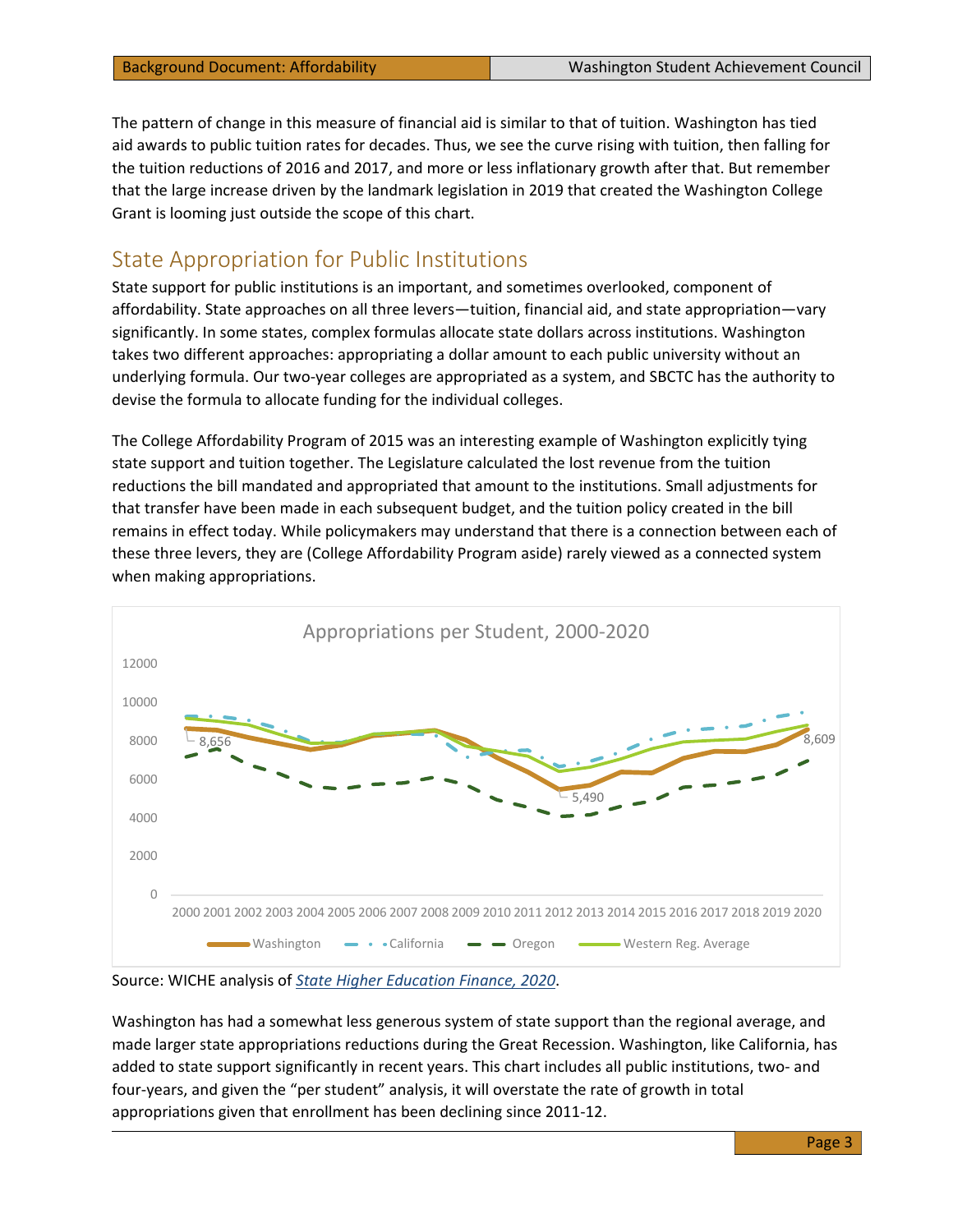The pattern of change in this measure of financial aid is similar to that of tuition. Washington has tied aid awards to public tuition rates for decades. Thus, we see the curve rising with tuition, then falling for the tuition reductions of 2016 and 2017, and more or less inflationary growth after that. But remember that the large increase driven by the landmark legislation in 2019 that created the Washington College Grant is looming just outside the scope of this chart.

## State Appropriation for Public Institutions

State support for public institutions is an important, and sometimes overlooked, component of affordability. State approaches on all three levers—tuition, financial aid, and state appropriation—vary significantly. In some states, complex formulas allocate state dollars across institutions. Washington takes two different approaches: appropriating a dollar amount to each public university without an underlying formula. Our two-year colleges are appropriated as a system, and SBCTC has the authority to devise the formula to allocate funding for the individual colleges.

The College Affordability Program of 2015 was an interesting example of Washington explicitly tying state support and tuition together. The Legislature calculated the lost revenue from the tuition reductions the bill mandated and appropriated that amount to the institutions. Small adjustments for that transfer have been made in each subsequent budget, and the tuition policy created in the bill remains in effect today. While policymakers may understand that there is a connection between each of these three levers, they are (College Affordability Program aside) rarely viewed as a connected system when making appropriations.

**Appropriations per Student, 2000-2020**

(Line chart: Washington, California, Oregon, Western Reg. Average; Washington labeled 8,656 in 2000, 5,490 in 2012, 8,609 in 2020.)

Source: WICHE analysis of *State Higher Education Finance, 2020*.

Washington has had a somewhat less generous system of state support than the regional average, and made larger state appropriations reductions during the Great Recession. Washington, like California, has added to state support significantly in recent years. This chart includes all public institutions, two- and four-years, and given the "per student" analysis, it will overstate the rate of growth in total appropriations given that enrollment has been declining since 2011-12.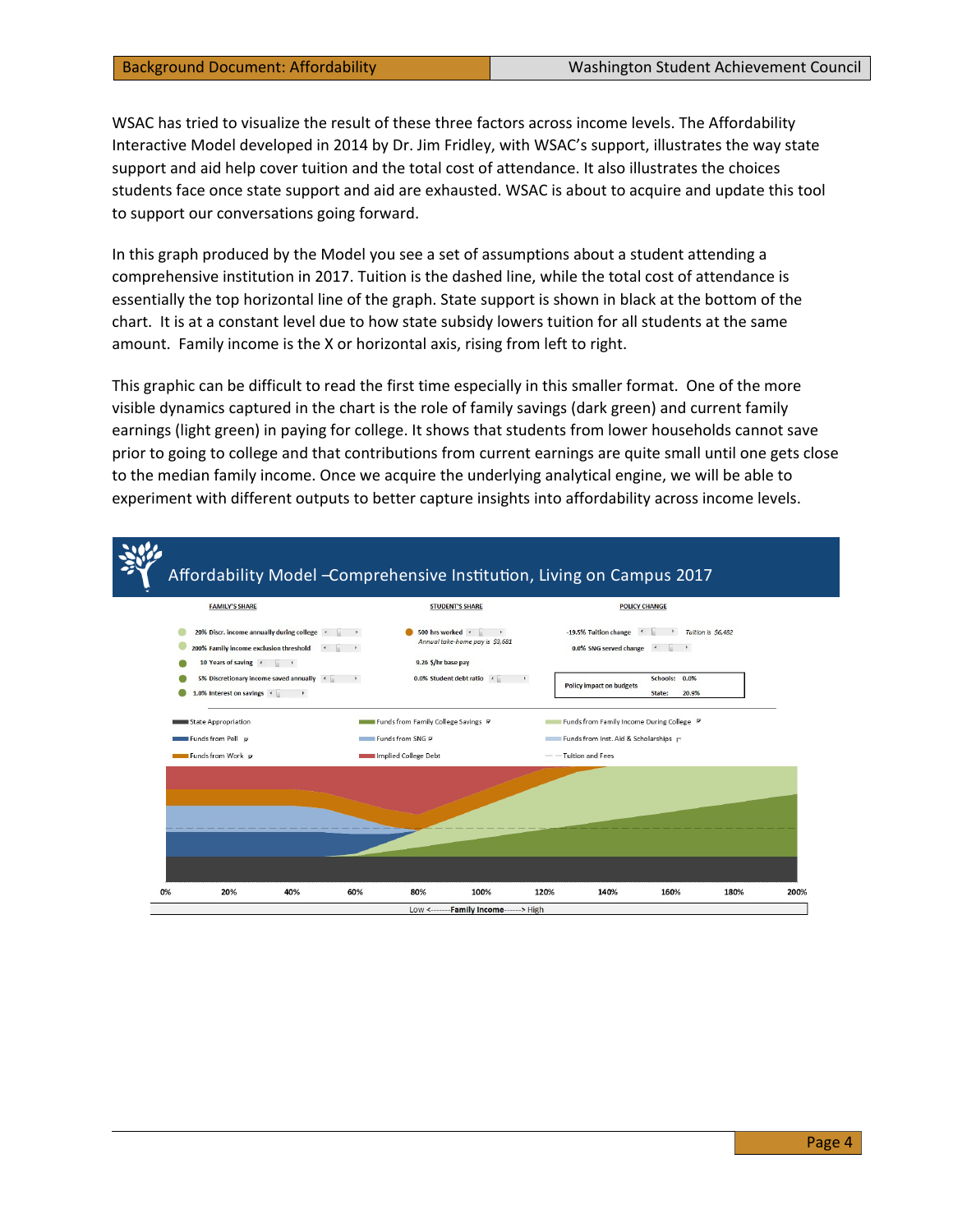WSAC has tried to visualize the result of these three factors across income levels. The Affordability Interactive Model developed in 2014 by Dr. Jim Fridley, with WSAC's support, illustrates the way state support and aid help cover tuition and the total cost of attendance. It also illustrates the choices students face once state support and aid are exhausted. WSAC is about to acquire and update this tool to support our conversations going forward.

In this graph produced by the Model you see a set of assumptions about a student attending a comprehensive institution in 2017. Tuition is the dashed line, while the total cost of attendance is essentially the top horizontal line of the graph. State support is shown in black at the bottom of the chart. It is at a constant level due to how state subsidy lowers tuition for all students at the same amount. Family income is the X or horizontal axis, rising from left to right.

This graphic can be difficult to read the first time especially in this smaller format. One of the more visible dynamics captured in the chart is the role of family savings (dark green) and current family earnings (light green) in paying for college. It shows that students from lower households cannot save prior to going to college and that contributions from current earnings are quite small until one gets close to the median family income. Once we acquire the underlying analytical engine, we will be able to experiment with different outputs to better capture insights into affordability across income levels.

Affordability Model –Comprehensive Institution, Living on Campus 2017

FAMILY'S SHARE

20% Discr. income annually during college

200% Family income exclusion threshold

10 Years of saving

5% Discretionary income saved annually

1.0% Interest on savings

STUDENT'S SHARE

500 hrs worked

Annual take-home pay is $3,681

9.26 $/hr base pay

0.0% Student debt ratio

POLICY CHANGE

-19.5% Tuition change

Tuition is $6,482

0.0% SNG served change

Policy impact on budgets

Schools: 0.0%

State: 20.9%

State Appropriation

Funds from Family College Savings

Funds from Family Income During College

Funds from Pell

Funds from SNG

Funds from Inst. Aid & Scholarships

Funds from Work

Implied College Debt

Tuition and Fees

0% 20% 40% 60% 80% 100% 120% 140% 160% 180% 200%

Low <-------Family Income-------> High